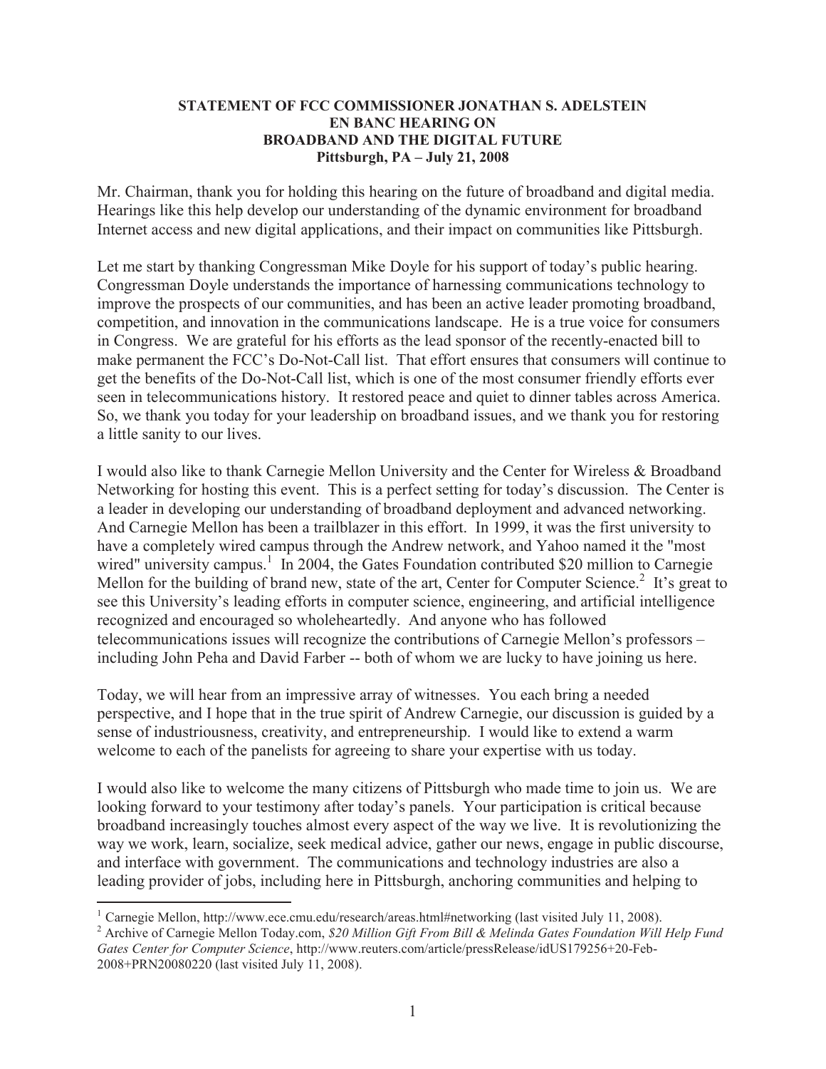**STATEMENT OF FCC COMMISSIONER JONATHAN S. ADELSTEIN**
**EN BANC HEARING ON**
**BROADBAND AND THE DIGITAL FUTURE**
**Pittsburgh, PA – July 21, 2008**

Mr. Chairman, thank you for holding this hearing on the future of broadband and digital media. Hearings like this help develop our understanding of the dynamic environment for broadband Internet access and new digital applications, and their impact on communities like Pittsburgh.

Let me start by thanking Congressman Mike Doyle for his support of today's public hearing. Congressman Doyle understands the importance of harnessing communications technology to improve the prospects of our communities, and has been an active leader promoting broadband, competition, and innovation in the communications landscape. He is a true voice for consumers in Congress. We are grateful for his efforts as the lead sponsor of the recently-enacted bill to make permanent the FCC's Do-Not-Call list. That effort ensures that consumers will continue to get the benefits of the Do-Not-Call list, which is one of the most consumer friendly efforts ever seen in telecommunications history. It restored peace and quiet to dinner tables across America. So, we thank you today for your leadership on broadband issues, and we thank you for restoring a little sanity to our lives.

I would also like to thank Carnegie Mellon University and the Center for Wireless & Broadband Networking for hosting this event. This is a perfect setting for today's discussion. The Center is a leader in developing our understanding of broadband deployment and advanced networking. And Carnegie Mellon has been a trailblazer in this effort. In 1999, it was the first university to have a completely wired campus through the Andrew network, and Yahoo named it the "most wired" university campus.[1] In 2004, the Gates Foundation contributed $20 million to Carnegie Mellon for the building of brand new, state of the art, Center for Computer Science.[2] It's great to see this University's leading efforts in computer science, engineering, and artificial intelligence recognized and encouraged so wholeheartedly. And anyone who has followed telecommunications issues will recognize the contributions of Carnegie Mellon's professors – including John Peha and David Farber -- both of whom we are lucky to have joining us here.

Today, we will hear from an impressive array of witnesses. You each bring a needed perspective, and I hope that in the true spirit of Andrew Carnegie, our discussion is guided by a sense of industriousness, creativity, and entrepreneurship. I would like to extend a warm welcome to each of the panelists for agreeing to share your expertise with us today.

I would also like to welcome the many citizens of Pittsburgh who made time to join us. We are looking forward to your testimony after today's panels. Your participation is critical because broadband increasingly touches almost every aspect of the way we live. It is revolutionizing the way we work, learn, socialize, seek medical advice, gather our news, engage in public discourse, and interface with government. The communications and technology industries are also a leading provider of jobs, including here in Pittsburgh, anchoring communities and helping to

---

[1] Carnegie Mellon, http://www.ece.cmu.edu/research/areas.html#networking (last visited July 11, 2008).

[2] Archive of Carnegie Mellon Today.com, *$20 Million Gift From Bill & Melinda Gates Foundation Will Help Fund Gates Center for Computer Science*, http://www.reuters.com/article/pressRelease/idUS179256+20-Feb-2008+PRN20080220 (last visited July 11, 2008).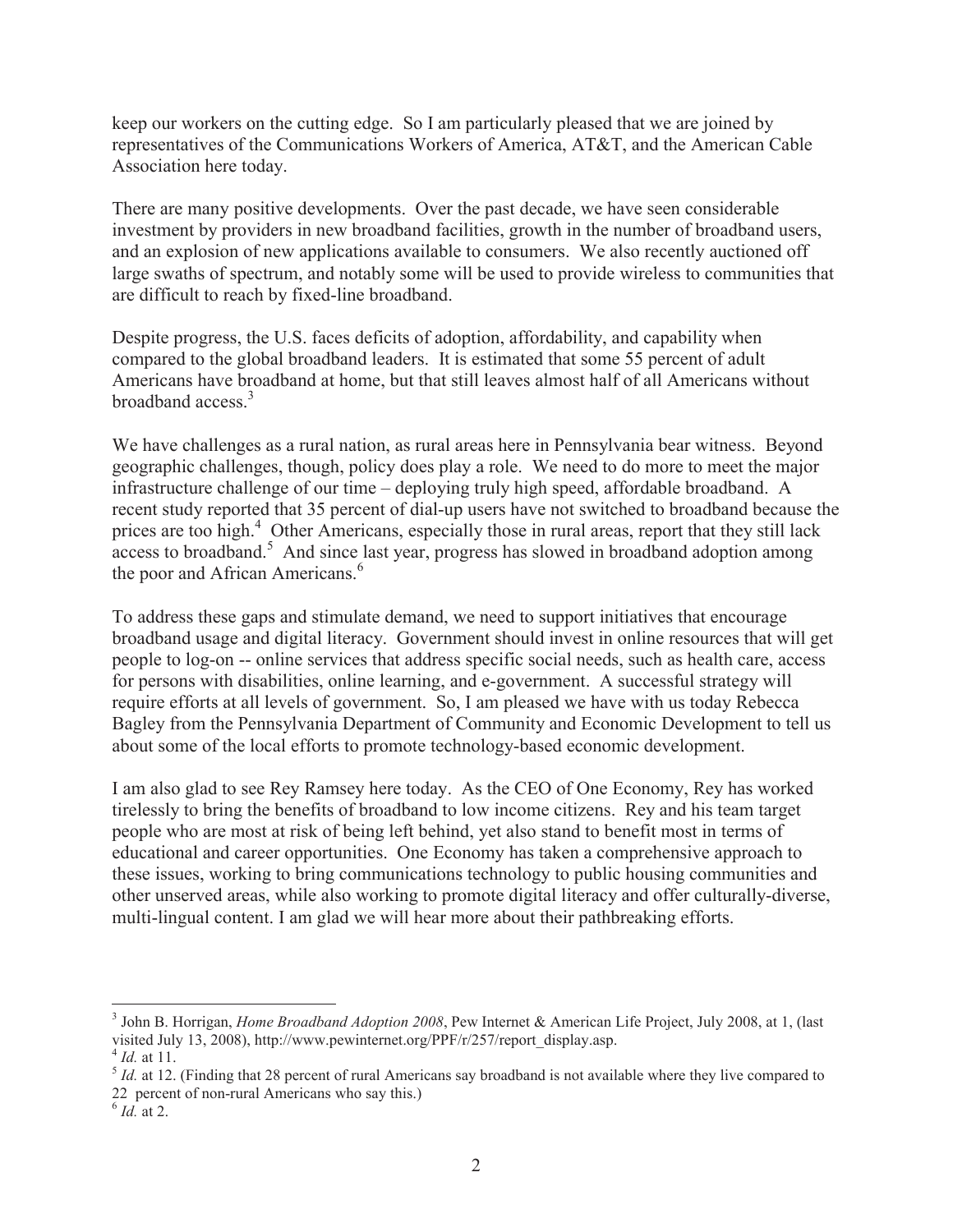keep our workers on the cutting edge. So I am particularly pleased that we are joined by representatives of the Communications Workers of America, AT&T, and the American Cable Association here today.

There are many positive developments. Over the past decade, we have seen considerable investment by providers in new broadband facilities, growth in the number of broadband users, and an explosion of new applications available to consumers. We also recently auctioned off large swaths of spectrum, and notably some will be used to provide wireless to communities that are difficult to reach by fixed-line broadband.

Despite progress, the U.S. faces deficits of adoption, affordability, and capability when compared to the global broadband leaders. It is estimated that some 55 percent of adult Americans have broadband at home, but that still leaves almost half of all Americans without broadband access.[3]

We have challenges as a rural nation, as rural areas here in Pennsylvania bear witness. Beyond geographic challenges, though, policy does play a role. We need to do more to meet the major infrastructure challenge of our time – deploying truly high speed, affordable broadband. A recent study reported that 35 percent of dial-up users have not switched to broadband because the prices are too high.[4] Other Americans, especially those in rural areas, report that they still lack access to broadband.[5] And since last year, progress has slowed in broadband adoption among the poor and African Americans.[6]

To address these gaps and stimulate demand, we need to support initiatives that encourage broadband usage and digital literacy. Government should invest in online resources that will get people to log-on -- online services that address specific social needs, such as health care, access for persons with disabilities, online learning, and e-government. A successful strategy will require efforts at all levels of government. So, I am pleased we have with us today Rebecca Bagley from the Pennsylvania Department of Community and Economic Development to tell us about some of the local efforts to promote technology-based economic development.

I am also glad to see Rey Ramsey here today. As the CEO of One Economy, Rey has worked tirelessly to bring the benefits of broadband to low income citizens. Rey and his team target people who are most at risk of being left behind, yet also stand to benefit most in terms of educational and career opportunities. One Economy has taken a comprehensive approach to these issues, working to bring communications technology to public housing communities and other unserved areas, while also working to promote digital literacy and offer culturally-diverse, multi-lingual content. I am glad we will hear more about their pathbreaking efforts.

---

[3] John B. Horrigan, *Home Broadband Adoption 2008*, Pew Internet & American Life Project, July 2008, at 1, (last visited July 13, 2008), http://www.pewinternet.org/PPF/r/257/report_display.asp.

[4] *Id.* at 11.

[5] *Id.* at 12. (Finding that 28 percent of rural Americans say broadband is not available where they live compared to 22 percent of non-rural Americans who say this.)

[6] *Id.* at 2.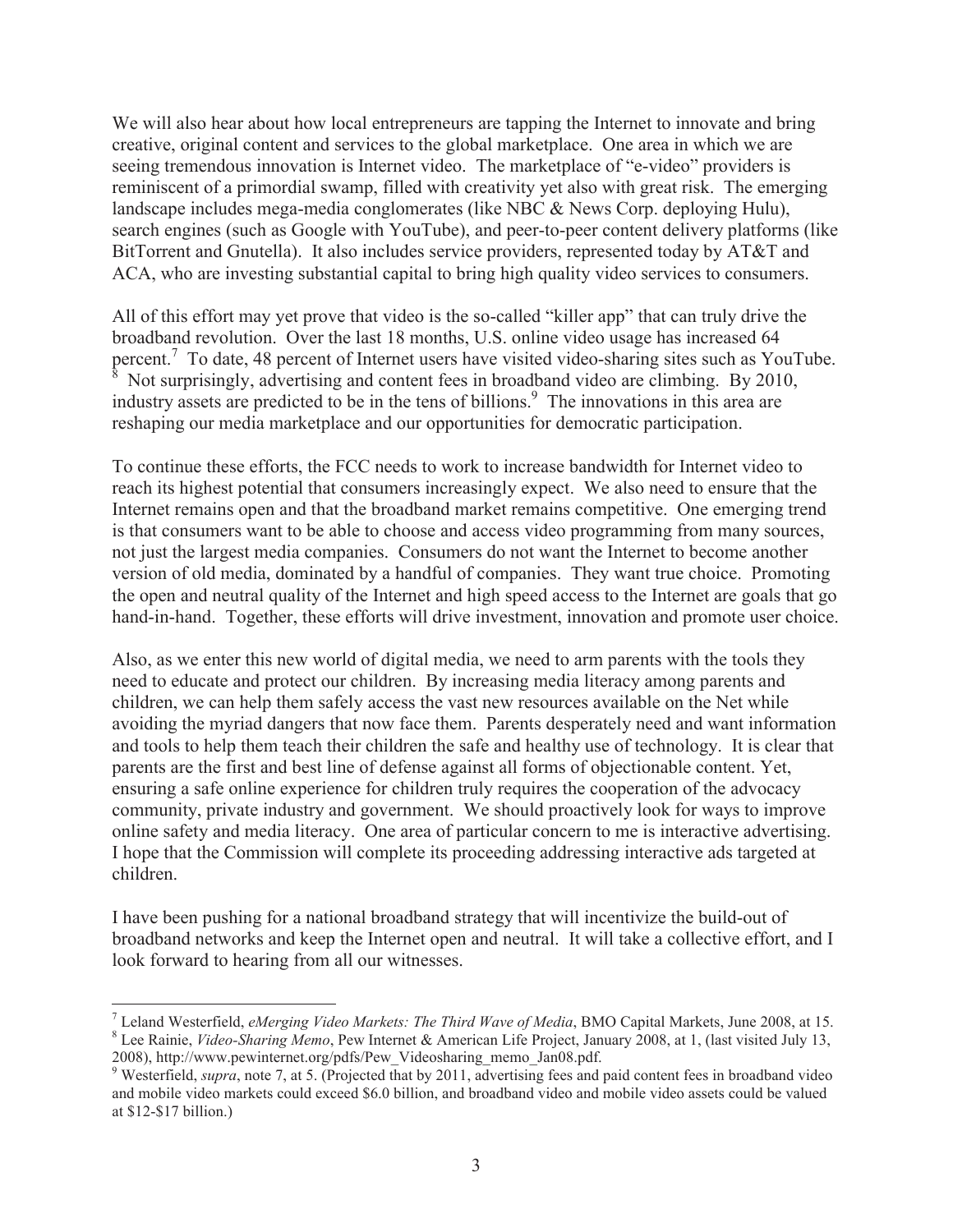We will also hear about how local entrepreneurs are tapping the Internet to innovate and bring creative, original content and services to the global marketplace. One area in which we are seeing tremendous innovation is Internet video. The marketplace of "e-video" providers is reminiscent of a primordial swamp, filled with creativity yet also with great risk. The emerging landscape includes mega-media conglomerates (like NBC & News Corp. deploying Hulu), search engines (such as Google with YouTube), and peer-to-peer content delivery platforms (like BitTorrent and Gnutella). It also includes service providers, represented today by AT&T and ACA, who are investing substantial capital to bring high quality video services to consumers.

All of this effort may yet prove that video is the so-called "killer app" that can truly drive the broadband revolution. Over the last 18 months, U.S. online video usage has increased 64 percent.[7] To date, 48 percent of Internet users have visited video-sharing sites such as YouTube.[8] Not surprisingly, advertising and content fees in broadband video are climbing. By 2010, industry assets are predicted to be in the tens of billions.[9] The innovations in this area are reshaping our media marketplace and our opportunities for democratic participation.

To continue these efforts, the FCC needs to work to increase bandwidth for Internet video to reach its highest potential that consumers increasingly expect. We also need to ensure that the Internet remains open and that the broadband market remains competitive. One emerging trend is that consumers want to be able to choose and access video programming from many sources, not just the largest media companies. Consumers do not want the Internet to become another version of old media, dominated by a handful of companies. They want true choice. Promoting the open and neutral quality of the Internet and high speed access to the Internet are goals that go hand-in-hand. Together, these efforts will drive investment, innovation and promote user choice.

Also, as we enter this new world of digital media, we need to arm parents with the tools they need to educate and protect our children. By increasing media literacy among parents and children, we can help them safely access the vast new resources available on the Net while avoiding the myriad dangers that now face them. Parents desperately need and want information and tools to help them teach their children the safe and healthy use of technology. It is clear that parents are the first and best line of defense against all forms of objectionable content. Yet, ensuring a safe online experience for children truly requires the cooperation of the advocacy community, private industry and government. We should proactively look for ways to improve online safety and media literacy. One area of particular concern to me is interactive advertising. I hope that the Commission will complete its proceeding addressing interactive ads targeted at children.

I have been pushing for a national broadband strategy that will incentivize the build-out of broadband networks and keep the Internet open and neutral. It will take a collective effort, and I look forward to hearing from all our witnesses.

---

[7] Leland Westerfield, *eMerging Video Markets: The Third Wave of Media*, BMO Capital Markets, June 2008, at 15.

[8] Lee Rainie, *Video-Sharing Memo*, Pew Internet & American Life Project, January 2008, at 1, (last visited July 13, 2008), http://www.pewinternet.org/pdfs/Pew_Videosharing_memo_Jan08.pdf.

[9] Westerfield, *supra*, note 7, at 5. (Projected that by 2011, advertising fees and paid content fees in broadband video and mobile video markets could exceed $6.0 billion, and broadband video and mobile video assets could be valued at $12-$17 billion.)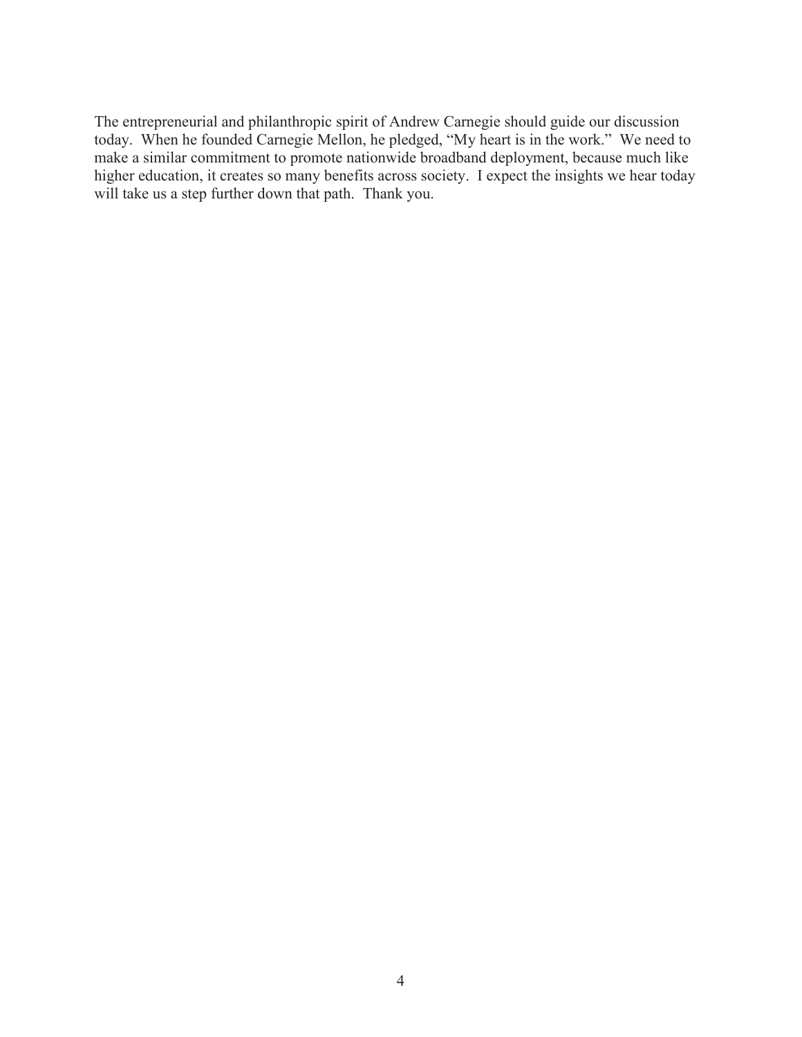The entrepreneurial and philanthropic spirit of Andrew Carnegie should guide our discussion today. When he founded Carnegie Mellon, he pledged, "My heart is in the work." We need to make a similar commitment to promote nationwide broadband deployment, because much like higher education, it creates so many benefits across society. I expect the insights we hear today will take us a step further down that path. Thank you.